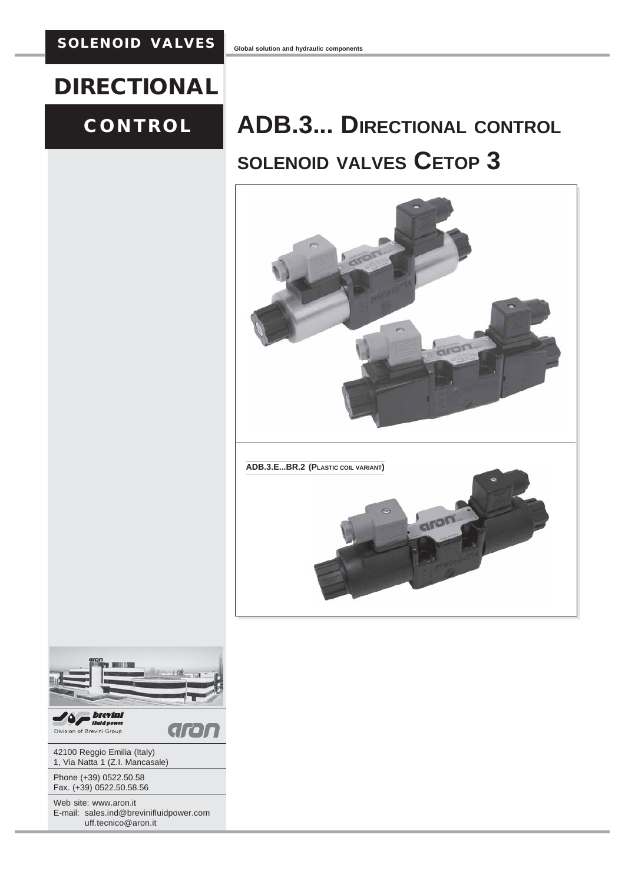SOLENOID VALVES

Global solution and hydraulic components

# DIRECTIONAL

## CONTROL

# ADB.3... DIRECTIONAL CONTROL SOLENOID VALVES CETOP 3

**ADB.3.E...BR.2 (PLASTIC COIL VARIANT)**

brevini fluid power
Division of Brevini Group

aron

42100 Reggio Emilia (Italy)
1, Via Natta 1 (Z.I. Mancasale)

Phone (+39) 0522.50.58
Fax. (+39) 0522.50.58.56

Web site: www.aron.it
E-mail: sales.ind@brevinifluidpower.com
uff.tecnico@aron.it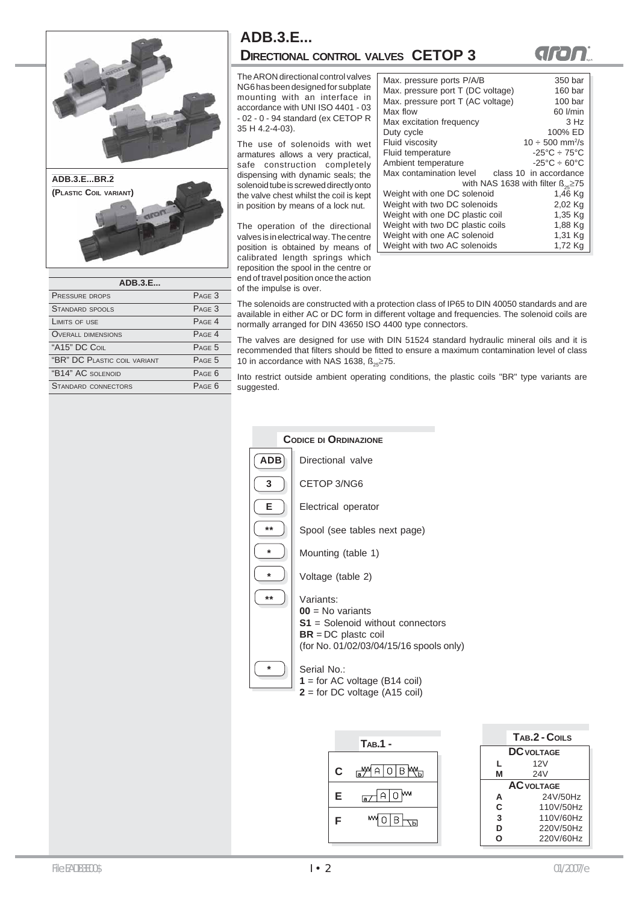# ADB.3.E...

## DIRECTIONAL CONTROL VALVES CETOP 3

ADB.3.E...BR.2
(PLASTIC COIL VARIANT)

| ADB.3.E... | |
|---|---|
| PRESSURE DROPS | PAGE 3 |
| STANDARD SPOOLS | PAGE 3 |
| LIMITS OF USE | PAGE 4 |
| OVERALL DIMENSIONS | PAGE 4 |
| "A15" DC COIL | PAGE 5 |
| "BR" DC PLASTIC COIL VARIANT | PAGE 5 |
| "B14" AC SOLENOID | PAGE 6 |
| STANDARD CONNECTORS | PAGE 6 |

The ARON directional control valves NG6 has been designed for subplate mounting with an interface in accordance with UNI ISO 4401 - 03 - 02 - 0 - 94 standard (ex CETOP R 35 H 4.2-4-03).

The use of solenoids with wet armatures allows a very practical, safe construction completely dispensing with dynamic seals; the solenoid tube is screwed directly onto the valve chest whilst the coil is kept in position by means of a lock nut.

The operation of the directional valves is in electrical way. The centre position is obtained by means of calibrated length springs which reposition the spool in the centre or end of travel position once the action of the impulse is over.

| | |
|---|---|
| Max. pressure ports P/A/B | 350 bar |
| Max. pressure port T (DC voltage) | 160 bar |
| Max. pressure port T (AC voltage) | 100 bar |
| Max flow | 60 l/min |
| Max excitation frequency | 3 Hz |
| Duty cycle | 100% ED |
| Fluid viscosity | 10 ÷ 500 mm²/s |
| Fluid temperature | -25°C ÷ 75°C |
| Ambient temperature | -25°C ÷ 60°C |
| Max contamination level | class 10 in accordance with NAS 1638 with filter $ß_{25}≥75$ |
| Weight with one DC solenoid | 1,46 Kg |
| Weight with two DC solenoids | 2,02 Kg |
| Weight with one DC plastic coil | 1,35 Kg |
| Weight with two DC plastic coils | 1,88 Kg |
| Weight with one AC solenoid | 1,31 Kg |
| Weight with two AC solenoids | 1,72 Kg |

The solenoids are constructed with a protection class of IP65 to DIN 40050 standards and are available in either AC or DC form in different voltage and frequencies. The solenoid coils are normally arranged for DIN 43650 ISO 4400 type connectors.

The valves are designed for use with DIN 51524 standard hydraulic mineral oils and it is recommended that filters should be fitted to ensure a maximum contamination level of class 10 in accordance with NAS 1638, $ß_{25}≥75$.

Into restrict outside ambient operating conditions, the plastic coils "BR" type variants are suggested.

### CODICE DI ORDINAZIONE

| Code | Description |
|---|---|
| ADB | Directional valve |
| 3 | CETOP 3/NG6 |
| E | Electrical operator |
| ** | Spool (see tables next page) |
| * | Mounting (table 1) |
| * | Voltage (table 2) |
| ** | Variants: **00** = No variants; **S1** = Solenoid without connectors; **BR** = DC plastc coil (for No. 01/02/03/04/15/16 spools only) |
| * | Serial No.: **1** = for AC voltage (B14 coil); **2** = for DC voltage (A15 coil) |

### TAB.1 -

| | |
|---|---|
| C | a A 0 B b |
| E | a A 0 |
| F | 0 B b |

### TAB.2 - COILS

| | |
|---|---|
| **DC VOLTAGE** | |
| L | 12V |
| M | 24V |
| **AC VOLTAGE** | |
| A | 24V/50Hz |
| C | 110V/50Hz |
| 3 | 110V/60Hz |
| D | 220V/50Hz |
| O | 220V/60Hz |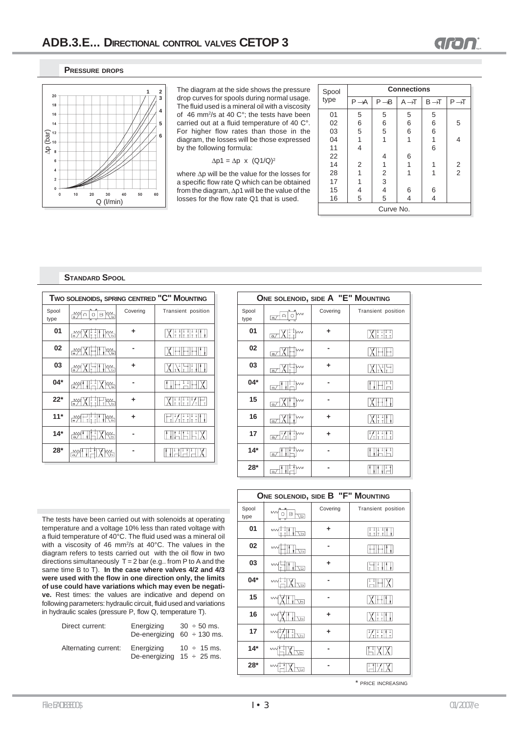## PRESSURE DROPS

The diagram at the side shows the pressure drop curves for spools during normal usage. The fluid used is a mineral oil with a viscosity of 46 mm²/s at 40 C°; the tests have been carried out at a fluid temperature of 40 C°. For higher flow rates than those in the diagram, the losses will be those expressed by the following formula:

$$\Delta p1 = \Delta p \times (Q1/Q)^2$$

where $\Delta p$ will be the value for the losses for a specific flow rate Q which can be obtained from the diagram, $\Delta p1$ will be the value of the losses for the flow rate Q1 that is used.

Diagram axes: $\Delta p$ (bar) 0–20; Q (l/min) 0–60; curves 1–6.

| Spool type | Connections | | | | |
|---|---|---|---|---|---|
| | P → A | P → B | A → T | B → T | P → T |
| 01 | 5 | 5 | 5 | 5 | |
| 02 | 6 | 6 | 6 | 6 | 5 |
| 03 | 5 | 5 | 6 | 6 | |
| 04 | 1 | 1 | 1 | 1 | 4 |
| 11 | 4 | | | 6 | |
| 22 | | 4 | 6 | | |
| 14 | 2 | 1 | 1 | 1 | 2 |
| 28 | 1 | 2 | 1 | 1 | 2 |
| 17 | 1 | 3 | | | |
| 15 | 4 | 4 | 6 | 6 | |
| 16 | 5 | 5 | 4 | 4 | |
| | Curve No. | | | | |

## STANDARD SPOOL

**TWO SOLENOIDS, SPRING CENTRED "C" MOUNTING**

| Spool type | | Covering | Transient position |
|---|---|---|---|
| 01 | | + | |
| 02 | | - | |
| 03 | | + | |
| 04* | | - | |
| 22* | | + | |
| 11* | | + | |
| 14* | | - | |
| 28* | | - | |

**ONE SOLENOID, SIDE A "E" MOUNTING**

| Spool type | | Covering | Transient position |
|---|---|---|---|
| 01 | | + | |
| 02 | | - | |
| 03 | | + | |
| 04* | | - | |
| 15 | | - | |
| 16 | | + | |
| 17 | | + | |
| 14* | | - | |
| 28* | | - | |

**ONE SOLENOID, SIDE B "F" MOUNTING**

| Spool type | | Covering | Transient position |
|---|---|---|---|
| 01 | | + | |
| 02 | | - | |
| 03 | | + | |
| 04* | | - | |
| 15 | | - | |
| 16 | | + | |
| 17 | | + | |
| 14* | | - | |
| 28* | | - | |

\* PRICE INCREASING

The tests have been carried out with solenoids at operating temperature and a voltage 10% less than rated voltage with a fluid temperature of 40°C. The fluid used was a mineral oil with a viscosity of 46 mm²/s at 40°C. The values in the diagram refers to tests carried out with the oil flow in two directions simultaneously T = 2 bar (e.g.. from P to A and the same time B to T). **In the case where valves 4/2 and 4/3 were used with the flow in one direction only, the limits of use could have variations which may even be negative.** Rest times: the values are indicative and depend on following parameters: hydraulic circuit, fluid used and variations in hydraulic scales (pressure P, flow Q, temperature T).

| | | |
|---|---|---|
| Direct current: | Energizing | 30 ÷ 50 ms. |
| | De-energizing | 60 ÷ 130 ms. |
| Alternating current: | Energizing | 10 ÷ 15 ms. |
| | De-energizing | 15 ÷ 25 ms. |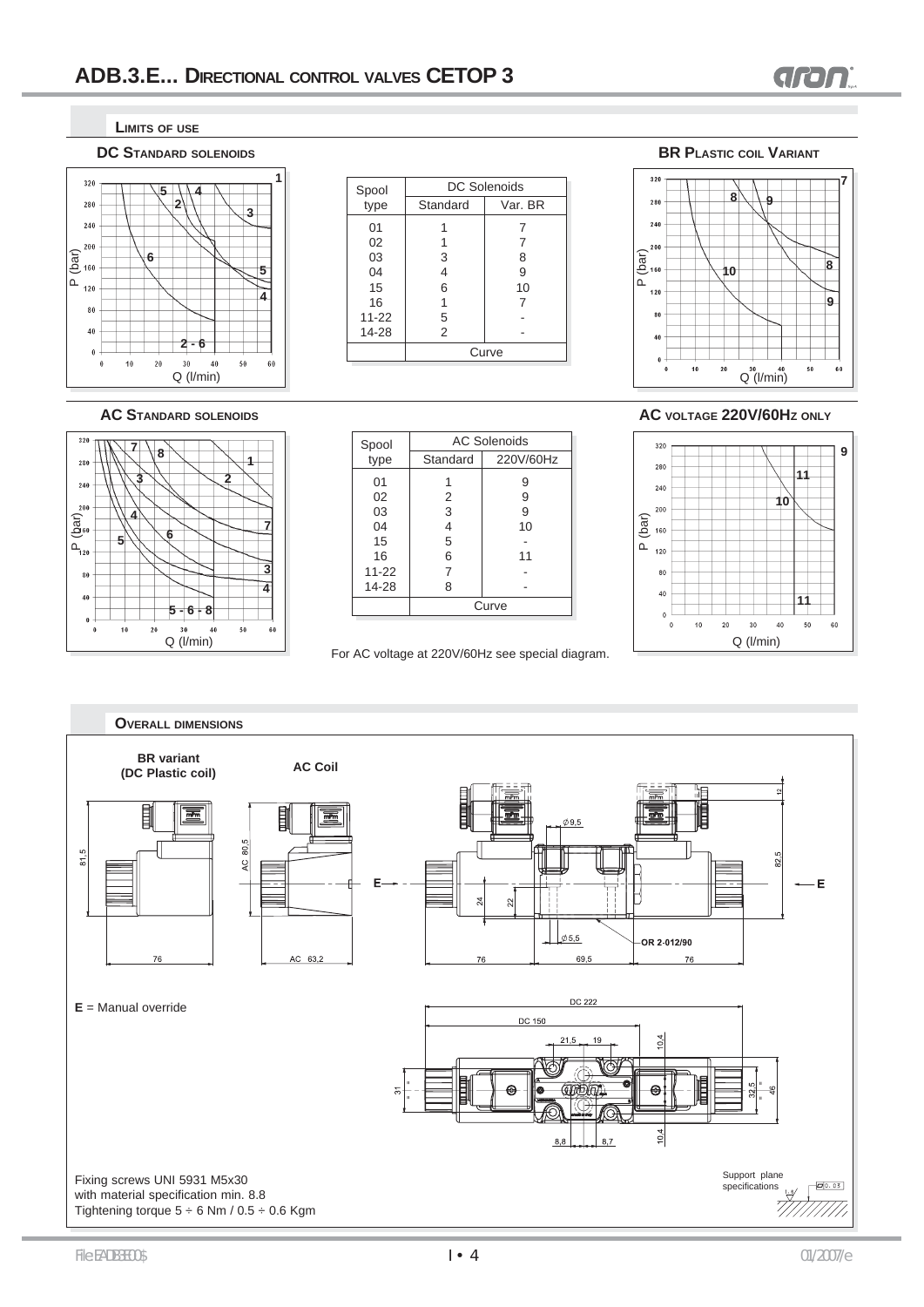# ADB.3.E... Directional control valves CETOP 3

## Limits of use

### DC Standard solenoids

| Spool type | DC Solenoids | |
|---|---|---|
| | Standard | Var. BR |
| 01 | 1 | 7 |
| 02 | 1 | 7 |
| 03 | 3 | 8 |
| 04 | 4 | 9 |
| 15 | 6 | 10 |
| 16 | 1 | 7 |
| 11-22 | 5 | - |
| 14-28 | 2 | - |
| | Curve | |

### BR Plastic coil Variant

### AC Standard solenoids

| Spool type | AC Solenoids | |
|---|---|---|
| | Standard | 220V/60Hz |
| 01 | 1 | 9 |
| 02 | 2 | 9 |
| 03 | 3 | 9 |
| 04 | 4 | 10 |
| 15 | 5 | - |
| 16 | 6 | 11 |
| 11-22 | 7 | - |
| 14-28 | 8 | - |
| | Curve | |

For AC voltage at 220V/60Hz see special diagram.

### AC voltage 220V/60Hz only

## Overall dimensions

BR variant (DC Plastic coil)

AC Coil

**E** = Manual override

Fixing screws UNI 5931 M5x30
with material specification min. 8.8
Tightening torque 5 ÷ 6 Nm / 0.5 ÷ 0.6 Kgm

Support plane specifications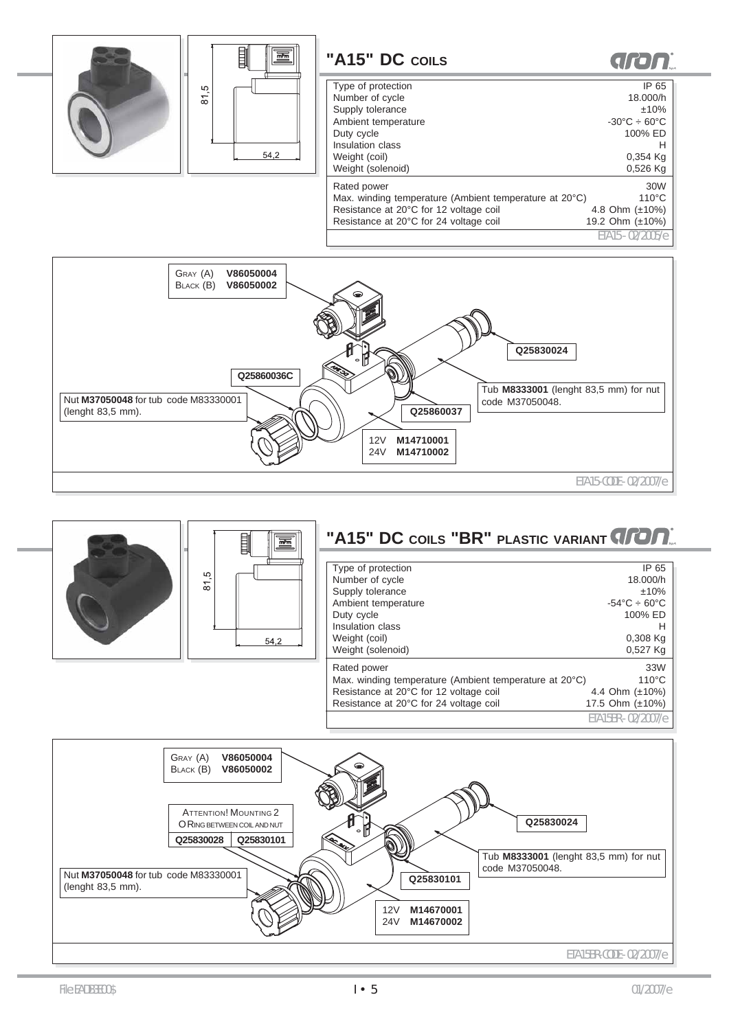## "A15" DC COILS

| | |
|---|---|
| Type of protection | IP 65 |
| Number of cycle | 18.000/h |
| Supply tolerance | ±10% |
| Ambient temperature | -30°C ÷ 60°C |
| Duty cycle | 100% ED |
| Insulation class | H |
| Weight (coil) | 0,354 Kg |
| Weight (solenoid) | 0,526 Kg |
| Rated power | 30W |
| Max. winding temperature (Ambient temperature at 20°C) | 110°C |
| Resistance at 20°C for 12 voltage coil | 4.8 Ohm (±10%) |
| Resistance at 20°C for 24 voltage coil | 19.2 Ohm (±10%) |

EIA15 - 02/2005/e

81,5

54,2

GRAY (A) **V86050004**
BLACK (B) **V86050002**

**Q25830024**

**Q25860036C**

Nut **M37050048** for tub code M83330001 (lenght 83,5 mm).

Tub **M8333001** (lenght 83,5 mm) for nut code M37050048.

**Q25860037**

12V **M14710001**
24V **M14710002**

EIA15-CODE- 02/2007/e

## "A15" DC COILS "BR" PLASTIC VARIANT

| | |
|---|---|
| Type of protection | IP 65 |
| Number of cycle | 18.000/h |
| Supply tolerance | ±10% |
| Ambient temperature | -54°C ÷ 60°C |
| Duty cycle | 100% ED |
| Insulation class | H |
| Weight (coil) | 0,308 Kg |
| Weight (solenoid) | 0,527 Kg |
| Rated power | 33W |
| Max. winding temperature (Ambient temperature at 20°C) | 110°C |
| Resistance at 20°C for 12 voltage coil | 4.4 Ohm (±10%) |
| Resistance at 20°C for 24 voltage coil | 17.5 Ohm (±10%) |

EIA15BR - 02/2007/e

81,5

54,2

GRAY (A) **V86050004**
BLACK (B) **V86050002**

ATTENTION! MOUNTING 2 O RING BETWEEN COIL AND NUT

**Q25830028** **Q25830101**

**Q25830024**

Tub **M8333001** (lenght 83,5 mm) for nut code M37050048.

Nut **M37050048** for tub code M83330001 (lenght 83,5 mm).

**Q25830101**

12V **M14670001**
24V **M14670002**

EIA15BR-CODE- 02/2007/e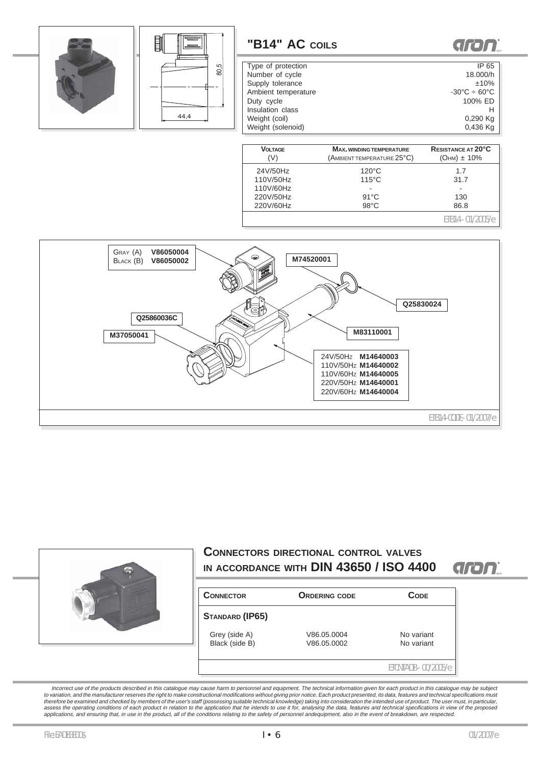## "B14" AC COILS

| | |
|---|---|
| Type of protection | IP 65 |
| Number of cycle | 18.000/h |
| Supply tolerance | ±10% |
| Ambient temperature | -30°C ÷ 60°C |
| Duty cycle | 100% ED |
| Insulation class | H |
| Weight (coil) | 0,290 Kg |
| Weight (solenoid) | 0,436 Kg |

| VOLTAGE (V) | MAX. WINDING TEMPERATURE (AMBIENT TEMPERATURE 25°C) | RESISTANCE AT 20°C (OHM) ± 10% |
|---|---|---|
| 24V/50Hz | 120°C | 1.7 |
| 110V/50Hz | 115°C | 31.7 |
| 110V/60Hz | - | - |
| 220V/50Hz | 91°C | 130 |
| 220V/60Hz | 98°C | 86.8 |

EB14 - 01/2005/e

GRAY (A) **V86050004**
BLACK (B) **V86050002**

**M74520001**

**Q25830024**

**Q25860036C**

**M83110001**

**M37050041**

24V/50Hz **M14640003**
110V/50Hz **M14640002**
110V/60Hz **M14640005**
220V/50Hz **M14640001**
220V/60Hz **M14640004**

EB14-CODE - 01/2007/e

## CONNECTORS DIRECTIONAL CONTROL VALVES IN ACCORDANCE WITH DIN 43650 / ISO 4400

| CONNECTOR | ORDERING CODE | CODE |
|---|---|---|
| **STANDARD (IP65)** | | |
| Grey (side A) | V86.05.0004 | No variant |
| Black (side B) | V86.05.0002 | No variant |

ECNTADB - 00/2005/e

*Incorrect use of the products described in this catalogue may cause harm to personnel and equipment. The technical information given for each product in this catalogue may be subject to variation, and the manufacturer reserves the right to make constructional modifications without giving prior notice. Each product presented, its data, features and technical specifications must therefore be examined and checked by members of the user's staff (possessing suitable technical knowledge) taking into consideration the intended use of product. The user must, in particular, assess the operating conditions of each product in relation to the application that he intends to use it for, analysing the data, features and technical specifications in view of the proposed applications, and ensuring that, in use in the product, all of the conditions relating to the safety of personnel andequipment, also in the event of breakdown, are respected.*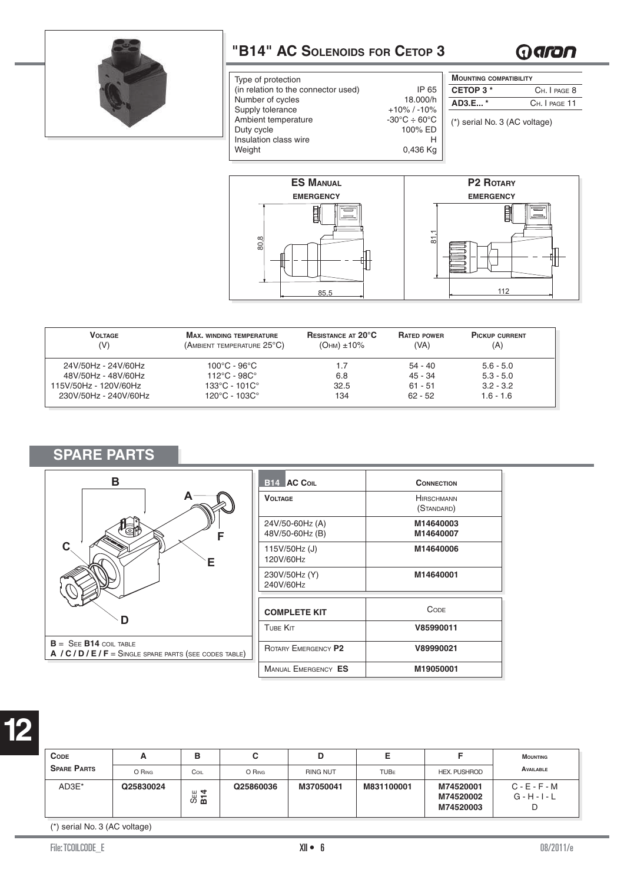# "B14" AC Solenoids for Cetop 3

| | |
|---|---|
| Type of protection (in relation to the connector used) | IP 65 |
| Number of cycles | 18.000/h |
| Supply tolerance | +10% / -10% |
| Ambient temperature | -30°C ÷ 60°C |
| Duty cycle | 100% ED |
| Insulation class wire | H |
| Weight | 0,436 Kg |

| Mounting compatibility | |
|---|---|
| CETOP 3 * | Ch. I page 8 |
| AD3.E... * | Ch. I page 11 |

(*) serial No. 3 (AC voltage)

**ES Manual emergency**

80,8

85,5

**P2 Rotary emergency**

81,1

112

| Voltage (V) | Max. winding temperature (Ambient temperature 25°C) | Resistance at 20°C (Ohm) ±10% | Rated power (VA) | Pickup current (A) |
|---|---|---|---|---|
| 24V/50Hz - 24V/60Hz | 100°C - 96°C | 1.7 | 54 - 40 | 5.6 - 5.0 |
| 48V/50Hz - 48V/60Hz | 112°C - 98C° | 6.8 | 45 - 34 | 5.3 - 5.0 |
| 115V/50Hz - 120V/60Hz | 133°C - 101C° | 32.5 | 61 - 51 | 3.2 - 3.2 |
| 230V/50Hz - 240V/60Hz | 120°C - 103C° | 134 | 62 - 52 | 1.6 - 1.6 |

## SPARE PARTS

B, A, F, C, E, D

**B** = See **B14** coil table
**A / C / D / E / F** = Single spare parts (see codes table)

| B14 AC Coil | Connection |
|---|---|
| Voltage | Hirschmann (Standard) |
| 24V/50-60Hz (A)<br>48V/50-60Hz (B) | **M14640003**<br>**M14640007** |
| 115V/50Hz (J)<br>120V/60Hz | **M14640006** |
| 230V/50Hz (Y)<br>240V/60Hz | **M14640001** |

| **Complete kit** | Code |
|---|---|
| Tube Kit | **V85990011** |
| Rotary Emergency **P2** | **V89990021** |
| Manual Emergency **ES** | **M19050001** |

| Code Spare Parts | A | B | C | D | E | F | Mounting Available |
|---|---|---|---|---|---|---|---|
| | O Ring | Coil | O Ring | Ring nut | Tube | Hex. pushrod | |
| AD3E* | **Q25830024** | See **B14** | **Q25860036** | **M37050041** | **M831100001** | **M74520001**<br>**M74520002**<br>**M74520003** | C - E - F - M<br>G - H - I - L<br>D |

(*) serial No. 3 (AC voltage)